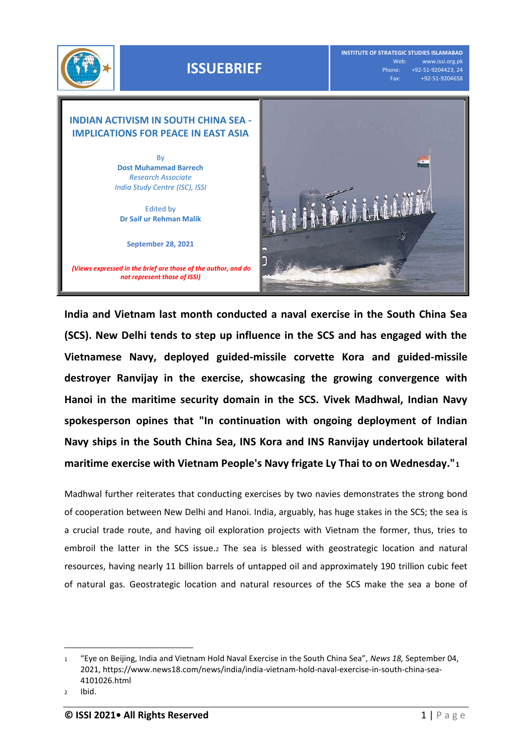ISSUEBRIEF

INSTITUTE OF STRATEGIC STUDIES ISLAMABAD
Web: www.issi.org.pk
Phone: +92-51-9204423, 24
Fax: +92-51-9204658

# INDIAN ACTIVISM IN SOUTH CHINA SEA - IMPLICATIONS FOR PEACE IN EAST ASIA

By
**Dost Muhammad Barrech**
*Research Associate*
*India Study Centre (ISC), ISSI*

Edited by
**Dr Saif ur Rehman Malik**

**September 28, 2021**

*(Views expressed in the brief are those of the author, and do not represent those of ISSI)*

**India and Vietnam last month conducted a naval exercise in the South China Sea (SCS). New Delhi tends to step up influence in the SCS and has engaged with the Vietnamese Navy, deployed guided-missile corvette Kora and guided-missile destroyer Ranvijay in the exercise, showcasing the growing convergence with Hanoi in the maritime security domain in the SCS. Vivek Madhwal, Indian Navy spokesperson opines that "In continuation with ongoing deployment of Indian Navy ships in the South China Sea, INS Kora and INS Ranvijay undertook bilateral maritime exercise with Vietnam People's Navy frigate Ly Thai to on Wednesday."**[1]

Madhwal further reiterates that conducting exercises by two navies demonstrates the strong bond of cooperation between New Delhi and Hanoi. India, arguably, has huge stakes in the SCS; the sea is a crucial trade route, and having oil exploration projects with Vietnam the former, thus, tries to embroil the latter in the SCS issue.[2] The sea is blessed with geostrategic location and natural resources, having nearly 11 billion barrels of untapped oil and approximately 190 trillion cubic feet of natural gas. Geostrategic location and natural resources of the SCS make the sea a bone of

---

1. "Eye on Beijing, India and Vietnam Hold Naval Exercise in the South China Sea", *News 18,* September 04, 2021, https://www.news18.com/news/india/india-vietnam-hold-naval-exercise-in-south-china-sea-4101026.html
2. Ibid.

© ISSI 2021• All Rights Reserved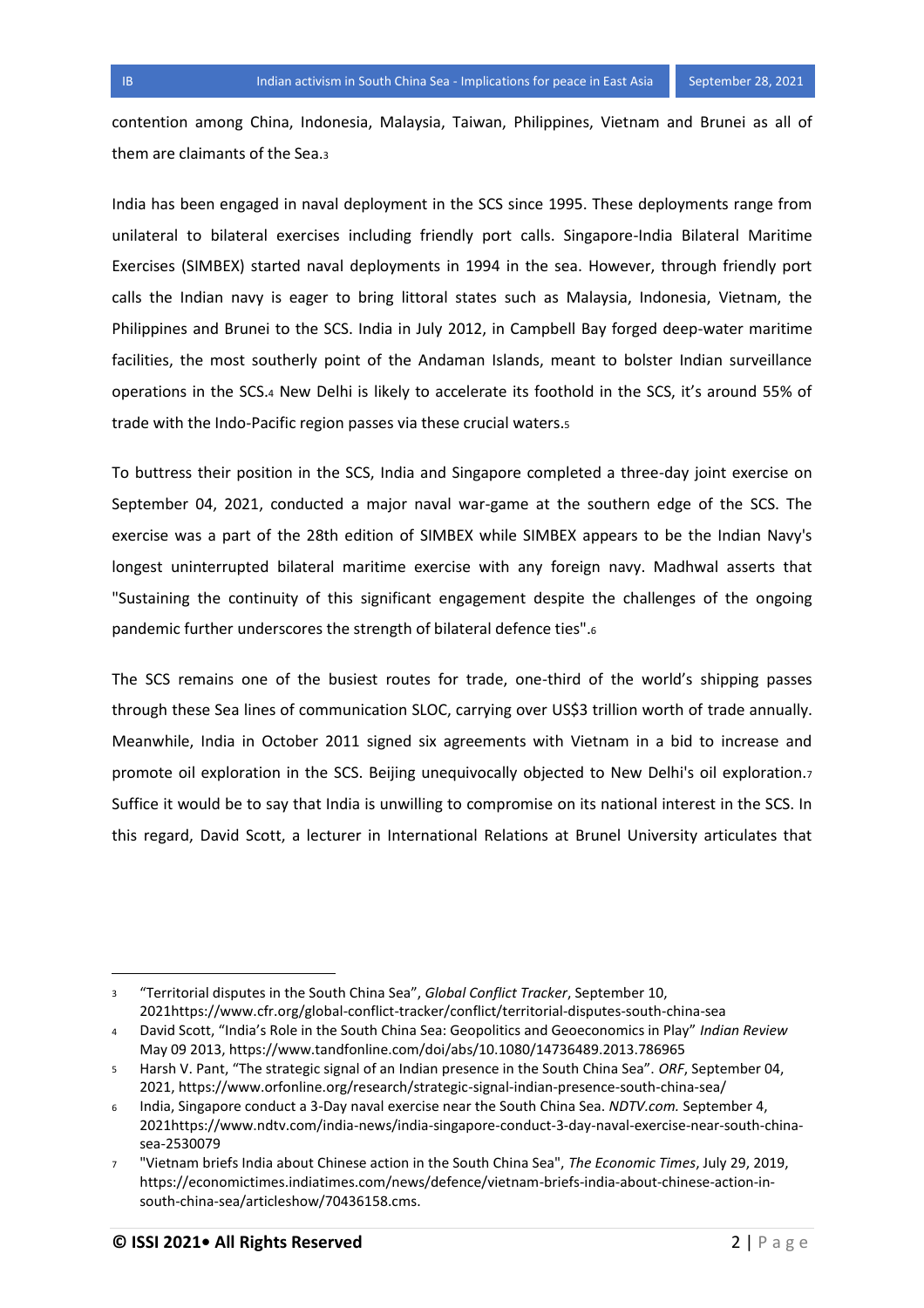contention among China, Indonesia, Malaysia, Taiwan, Philippines, Vietnam and Brunei as all of them are claimants of the Sea.[3]

India has been engaged in naval deployment in the SCS since 1995. These deployments range from unilateral to bilateral exercises including friendly port calls. Singapore-India Bilateral Maritime Exercises (SIMBEX) started naval deployments in 1994 in the sea. However, through friendly port calls the Indian navy is eager to bring littoral states such as Malaysia, Indonesia, Vietnam, the Philippines and Brunei to the SCS. India in July 2012, in Campbell Bay forged deep-water maritime facilities, the most southerly point of the Andaman Islands, meant to bolster Indian surveillance operations in the SCS.[4] New Delhi is likely to accelerate its foothold in the SCS, it's around 55% of trade with the Indo-Pacific region passes via these crucial waters.[5]

To buttress their position in the SCS, India and Singapore completed a three-day joint exercise on September 04, 2021, conducted a major naval war-game at the southern edge of the SCS. The exercise was a part of the 28th edition of SIMBEX while SIMBEX appears to be the Indian Navy's longest uninterrupted bilateral maritime exercise with any foreign navy. Madhwal asserts that "Sustaining the continuity of this significant engagement despite the challenges of the ongoing pandemic further underscores the strength of bilateral defence ties".[6]

The SCS remains one of the busiest routes for trade, one-third of the world's shipping passes through these Sea lines of communication SLOC, carrying over US$3 trillion worth of trade annually. Meanwhile, India in October 2011 signed six agreements with Vietnam in a bid to increase and promote oil exploration in the SCS. Beijing unequivocally objected to New Delhi's oil exploration.[7] Suffice it would be to say that India is unwilling to compromise on its national interest in the SCS. In this regard, David Scott, a lecturer in International Relations at Brunel University articulates that

---

[3] "Territorial disputes in the South China Sea", *Global Conflict Tracker*, September 10, 2021https://www.cfr.org/global-conflict-tracker/conflict/territorial-disputes-south-china-sea

[4] David Scott, "India's Role in the South China Sea: Geopolitics and Geoeconomics in Play" *Indian Review* May 09 2013, https://www.tandfonline.com/doi/abs/10.1080/14736489.2013.786965

[5] Harsh V. Pant, "The strategic signal of an Indian presence in the South China Sea". *ORF*, September 04, 2021, https://www.orfonline.org/research/strategic-signal-indian-presence-south-china-sea/

[6] India, Singapore conduct a 3-Day naval exercise near the South China Sea. *NDTV.com.* September 4, 2021https://www.ndtv.com/india-news/india-singapore-conduct-3-day-naval-exercise-near-south-china-sea-2530079

[7] "Vietnam briefs India about Chinese action in the South China Sea", *The Economic Times*, July 29, 2019, https://economictimes.indiatimes.com/news/defence/vietnam-briefs-india-about-chinese-action-in-south-china-sea/articleshow/70436158.cms.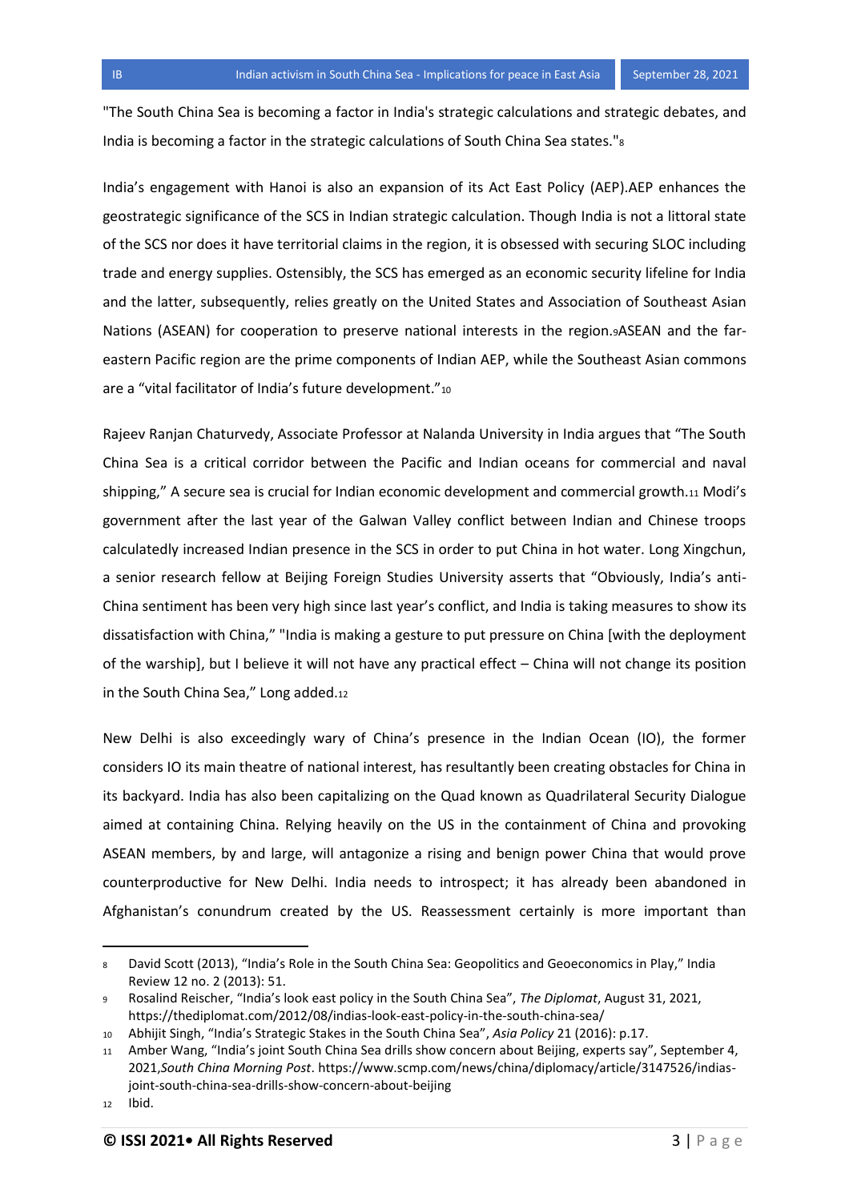"The South China Sea is becoming a factor in India's strategic calculations and strategic debates, and India is becoming a factor in the strategic calculations of South China Sea states."[8]

India's engagement with Hanoi is also an expansion of its Act East Policy (AEP).AEP enhances the geostrategic significance of the SCS in Indian strategic calculation. Though India is not a littoral state of the SCS nor does it have territorial claims in the region, it is obsessed with securing SLOC including trade and energy supplies. Ostensibly, the SCS has emerged as an economic security lifeline for India and the latter, subsequently, relies greatly on the United States and Association of Southeast Asian Nations (ASEAN) for cooperation to preserve national interests in the region.[9]ASEAN and the far-eastern Pacific region are the prime components of Indian AEP, while the Southeast Asian commons are a "vital facilitator of India's future development."[10]

Rajeev Ranjan Chaturvedy, Associate Professor at Nalanda University in India argues that "The South China Sea is a critical corridor between the Pacific and Indian oceans for commercial and naval shipping," A secure sea is crucial for Indian economic development and commercial growth.[11] Modi's government after the last year of the Galwan Valley conflict between Indian and Chinese troops calculatedly increased Indian presence in the SCS in order to put China in hot water. Long Xingchun, a senior research fellow at Beijing Foreign Studies University asserts that "Obviously, India's anti-China sentiment has been very high since last year's conflict, and India is taking measures to show its dissatisfaction with China," "India is making a gesture to put pressure on China [with the deployment of the warship], but I believe it will not have any practical effect – China will not change its position in the South China Sea," Long added.[12]

New Delhi is also exceedingly wary of China's presence in the Indian Ocean (IO), the former considers IO its main theatre of national interest, has resultantly been creating obstacles for China in its backyard. India has also been capitalizing on the Quad known as Quadrilateral Security Dialogue aimed at containing China. Relying heavily on the US in the containment of China and provoking ASEAN members, by and large, will antagonize a rising and benign power China that would prove counterproductive for New Delhi. India needs to introspect; it has already been abandoned in Afghanistan's conundrum created by the US. Reassessment certainly is more important than

---

8 David Scott (2013), "India's Role in the South China Sea: Geopolitics and Geoeconomics in Play," India Review 12 no. 2 (2013): 51.

9 Rosalind Reischer, "India's look east policy in the South China Sea", *The Diplomat*, August 31, 2021, https://thediplomat.com/2012/08/indias-look-east-policy-in-the-south-china-sea/

10 Abhijit Singh, "India's Strategic Stakes in the South China Sea", *Asia Policy* 21 (2016): p.17.

11 Amber Wang, "India's joint South China Sea drills show concern about Beijing, experts say", September 4, 2021,*South China Morning Post*. https://www.scmp.com/news/china/diplomacy/article/3147526/indias-joint-south-china-sea-drills-show-concern-about-beijing

12 Ibid.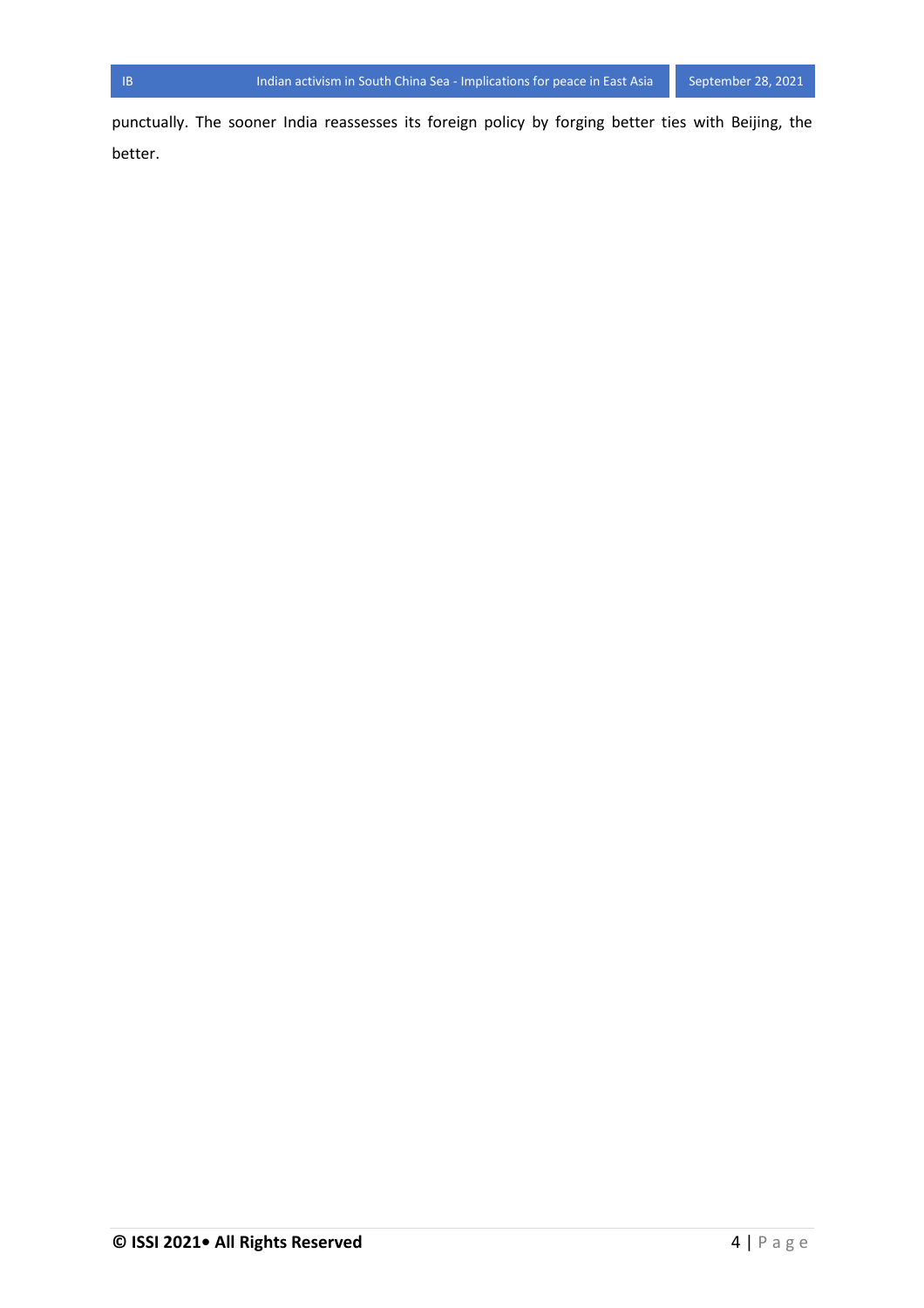punctually. The sooner India reassesses its foreign policy by forging better ties with Beijing, the better.